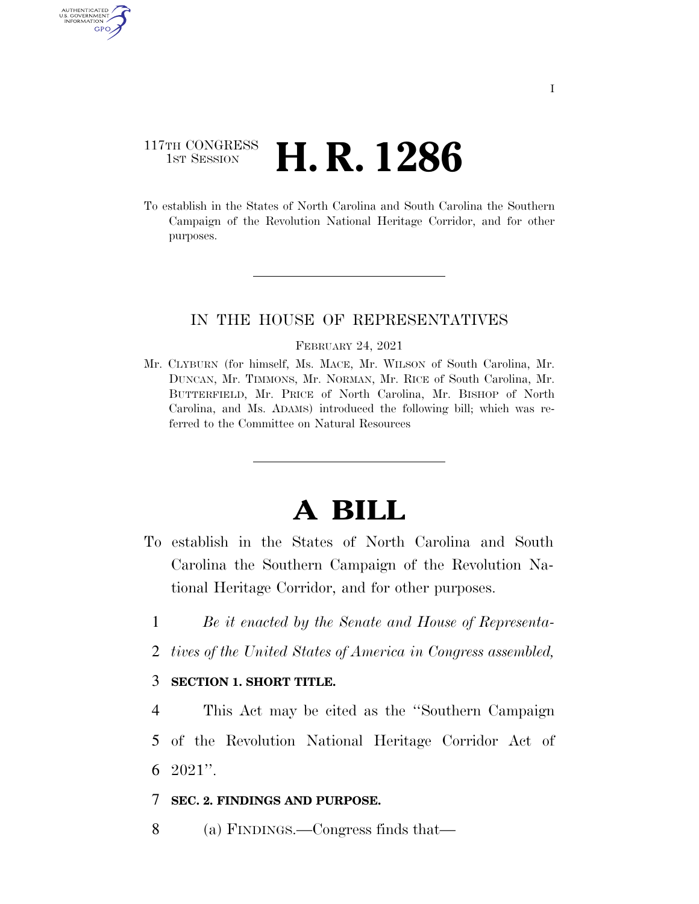117TH CONGRESS
1ST SESSION

# H. R. 1286

To establish in the States of North Carolina and South Carolina the Southern Campaign of the Revolution National Heritage Corridor, and for other purposes.

---

IN THE HOUSE OF REPRESENTATIVES

FEBRUARY 24, 2021

Mr. CLYBURN (for himself, Ms. MACE, Mr. WILSON of South Carolina, Mr. DUNCAN, Mr. TIMMONS, Mr. NORMAN, Mr. RICE of South Carolina, Mr. BUTTERFIELD, Mr. PRICE of North Carolina, Mr. BISHOP of North Carolina, and Ms. ADAMS) introduced the following bill; which was referred to the Committee on Natural Resources

---

# A BILL

To establish in the States of North Carolina and South Carolina the Southern Campaign of the Revolution National Heritage Corridor, and for other purposes.

*Be it enacted by the Senate and House of Representatives of the United States of America in Congress assembled,*

**SECTION 1. SHORT TITLE.**

This Act may be cited as the "Southern Campaign of the Revolution National Heritage Corridor Act of 2021".

**SEC. 2. FINDINGS AND PURPOSE.**

(a) FINDINGS.—Congress finds that—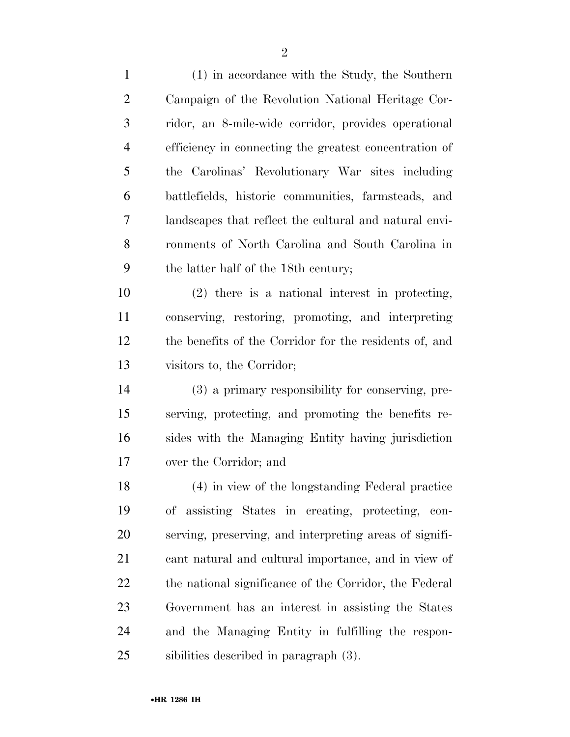(1) in accordance with the Study, the Southern Campaign of the Revolution National Heritage Corridor, an 8-mile-wide corridor, provides operational efficiency in connecting the greatest concentration of the Carolinas' Revolutionary War sites including battlefields, historic communities, farmsteads, and landscapes that reflect the cultural and natural environments of North Carolina and South Carolina in the latter half of the 18th century;

(2) there is a national interest in protecting, conserving, restoring, promoting, and interpreting the benefits of the Corridor for the residents of, and visitors to, the Corridor;

(3) a primary responsibility for conserving, preserving, protecting, and promoting the benefits resides with the Managing Entity having jurisdiction over the Corridor; and

(4) in view of the longstanding Federal practice of assisting States in creating, protecting, conserving, preserving, and interpreting areas of significant natural and cultural importance, and in view of the national significance of the Corridor, the Federal Government has an interest in assisting the States and the Managing Entity in fulfilling the responsibilities described in paragraph (3).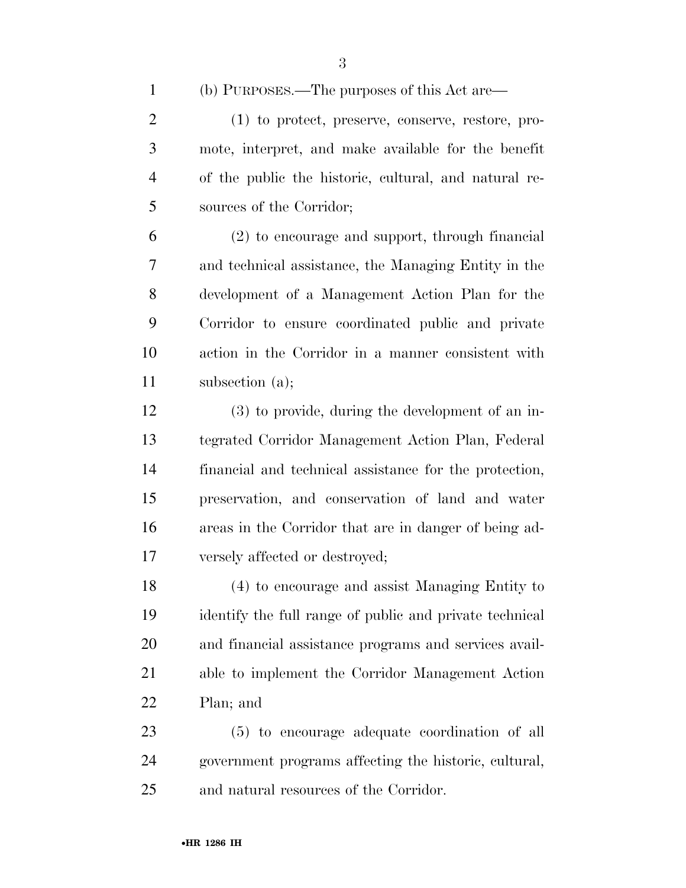(b) PURPOSES.—The purposes of this Act are—

(1) to protect, preserve, conserve, restore, promote, interpret, and make available for the benefit of the public the historic, cultural, and natural resources of the Corridor;

(2) to encourage and support, through financial and technical assistance, the Managing Entity in the development of a Management Action Plan for the Corridor to ensure coordinated public and private action in the Corridor in a manner consistent with subsection (a);

(3) to provide, during the development of an integrated Corridor Management Action Plan, Federal financial and technical assistance for the protection, preservation, and conservation of land and water areas in the Corridor that are in danger of being adversely affected or destroyed;

(4) to encourage and assist Managing Entity to identify the full range of public and private technical and financial assistance programs and services available to implement the Corridor Management Action Plan; and

(5) to encourage adequate coordination of all government programs affecting the historic, cultural, and natural resources of the Corridor.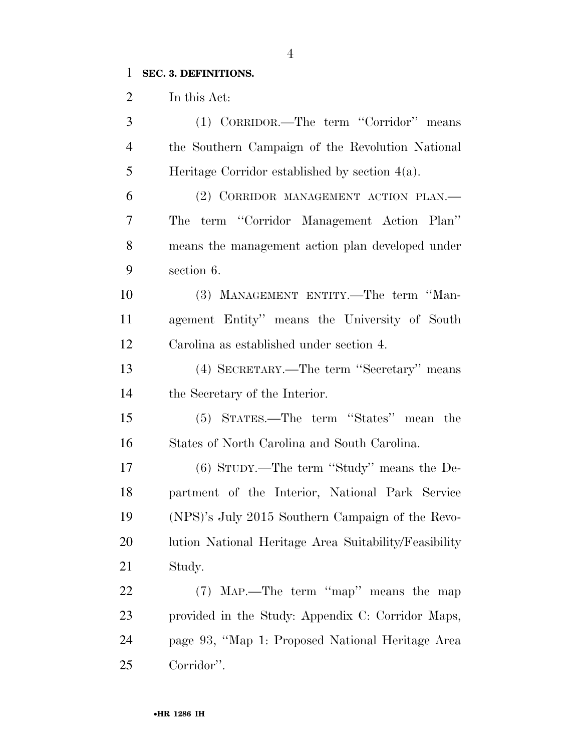**SEC. 3. DEFINITIONS.**

In this Act:

(1) CORRIDOR.—The term ''Corridor'' means the Southern Campaign of the Revolution National Heritage Corridor established by section 4(a).

(2) CORRIDOR MANAGEMENT ACTION PLAN.— The term ''Corridor Management Action Plan'' means the management action plan developed under section 6.

(3) MANAGEMENT ENTITY.—The term ''Management Entity'' means the University of South Carolina as established under section 4.

(4) SECRETARY.—The term ''Secretary'' means the Secretary of the Interior.

(5) STATES.—The term ''States'' mean the States of North Carolina and South Carolina.

(6) STUDY.—The term ''Study'' means the Department of the Interior, National Park Service (NPS)'s July 2015 Southern Campaign of the Revolution National Heritage Area Suitability/Feasibility Study.

(7) MAP.—The term ''map'' means the map provided in the Study: Appendix C: Corridor Maps, page 93, ''Map 1: Proposed National Heritage Area Corridor''.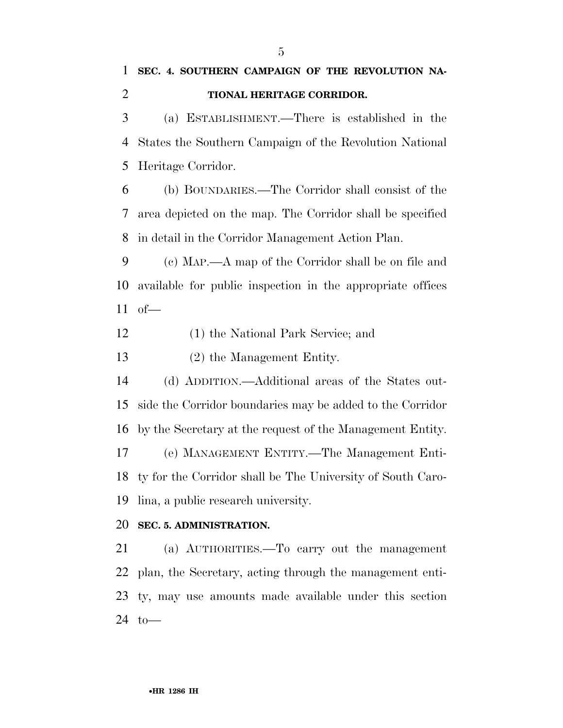**SEC. 4. SOUTHERN CAMPAIGN OF THE REVOLUTION NATIONAL HERITAGE CORRIDOR.**

(a) ESTABLISHMENT.—There is established in the States the Southern Campaign of the Revolution National Heritage Corridor.

(b) BOUNDARIES.—The Corridor shall consist of the area depicted on the map. The Corridor shall be specified in detail in the Corridor Management Action Plan.

(c) MAP.—A map of the Corridor shall be on file and available for public inspection in the appropriate offices of—

(1) the National Park Service; and

(2) the Management Entity.

(d) ADDITION.—Additional areas of the States outside the Corridor boundaries may be added to the Corridor by the Secretary at the request of the Management Entity.

(e) MANAGEMENT ENTITY.—The Management Entity for the Corridor shall be The University of South Carolina, a public research university.

**SEC. 5. ADMINISTRATION.**

(a) AUTHORITIES.—To carry out the management plan, the Secretary, acting through the management entity, may use amounts made available under this section to—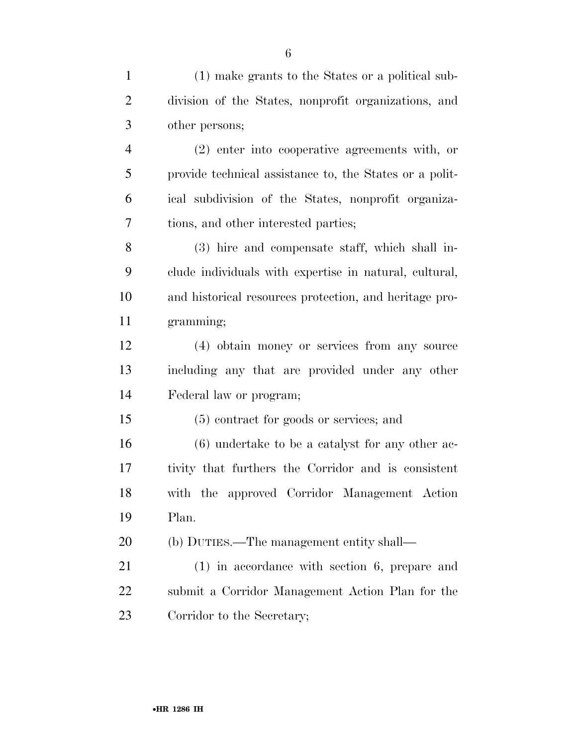(1) make grants to the States or a political subdivision of the States, nonprofit organizations, and other persons;

(2) enter into cooperative agreements with, or provide technical assistance to, the States or a political subdivision of the States, nonprofit organizations, and other interested parties;

(3) hire and compensate staff, which shall include individuals with expertise in natural, cultural, and historical resources protection, and heritage programming;

(4) obtain money or services from any source including any that are provided under any other Federal law or program;

(5) contract for goods or services; and

(6) undertake to be a catalyst for any other activity that furthers the Corridor and is consistent with the approved Corridor Management Action Plan.

(b) DUTIES.—The management entity shall—

(1) in accordance with section 6, prepare and submit a Corridor Management Action Plan for the Corridor to the Secretary;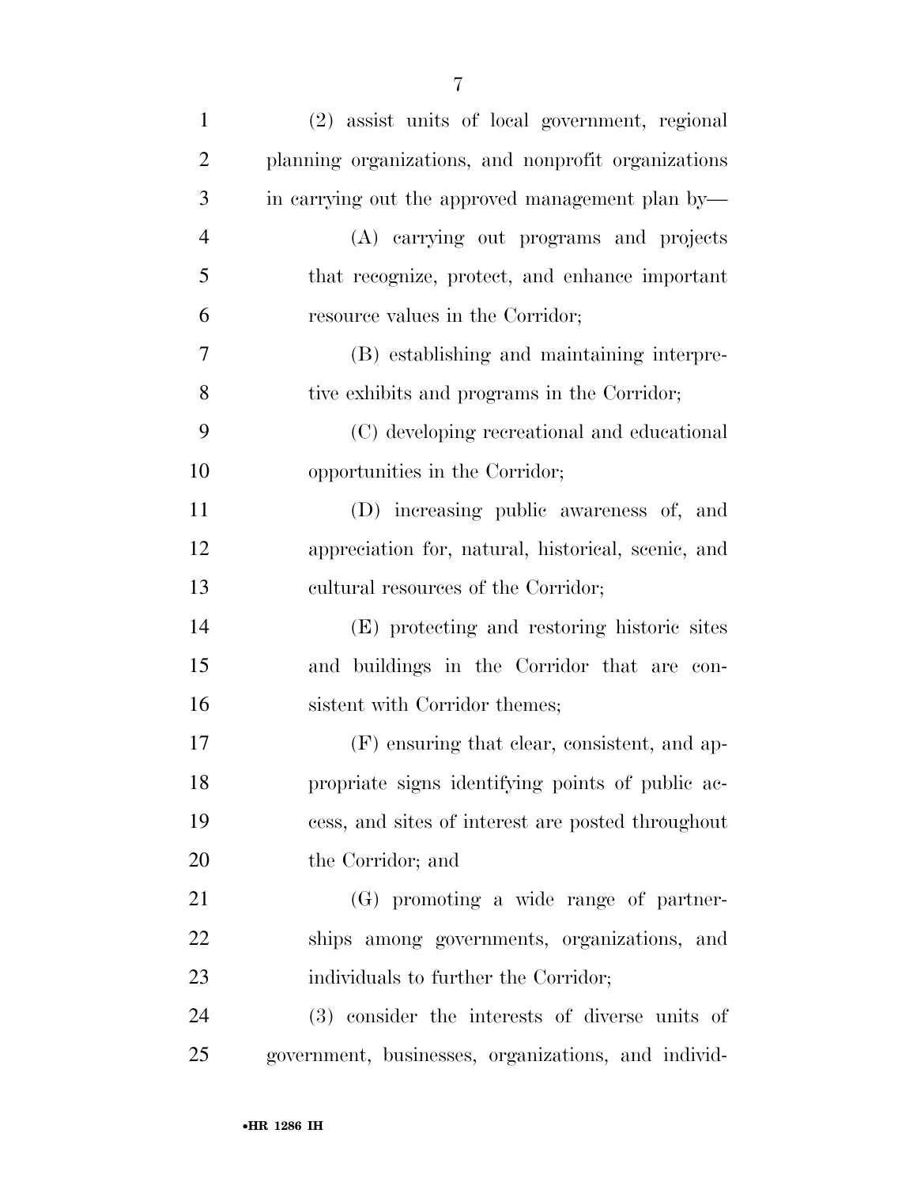(2) assist units of local government, regional planning organizations, and nonprofit organizations in carrying out the approved management plan by—

(A) carrying out programs and projects that recognize, protect, and enhance important resource values in the Corridor;

(B) establishing and maintaining interpretive exhibits and programs in the Corridor;

(C) developing recreational and educational opportunities in the Corridor;

(D) increasing public awareness of, and appreciation for, natural, historical, scenic, and cultural resources of the Corridor;

(E) protecting and restoring historic sites and buildings in the Corridor that are consistent with Corridor themes;

(F) ensuring that clear, consistent, and appropriate signs identifying points of public access, and sites of interest are posted throughout the Corridor; and

(G) promoting a wide range of partnerships among governments, organizations, and individuals to further the Corridor;

(3) consider the interests of diverse units of government, businesses, organizations, and individ-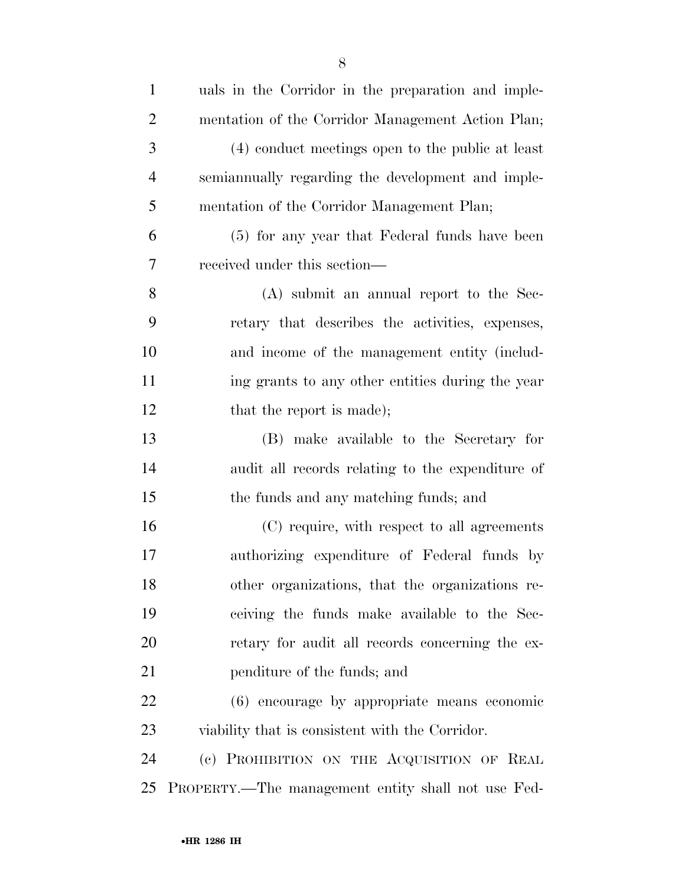uals in the Corridor in the preparation and implementation of the Corridor Management Action Plan;

(4) conduct meetings open to the public at least semiannually regarding the development and implementation of the Corridor Management Plan;

(5) for any year that Federal funds have been received under this section—

(A) submit an annual report to the Secretary that describes the activities, expenses, and income of the management entity (including grants to any other entities during the year that the report is made);

(B) make available to the Secretary for audit all records relating to the expenditure of the funds and any matching funds; and

(C) require, with respect to all agreements authorizing expenditure of Federal funds by other organizations, that the organizations receiving the funds make available to the Secretary for audit all records concerning the expenditure of the funds; and

(6) encourage by appropriate means economic viability that is consistent with the Corridor.

(c) PROHIBITION ON THE ACQUISITION OF REAL PROPERTY.—The management entity shall not use Fed-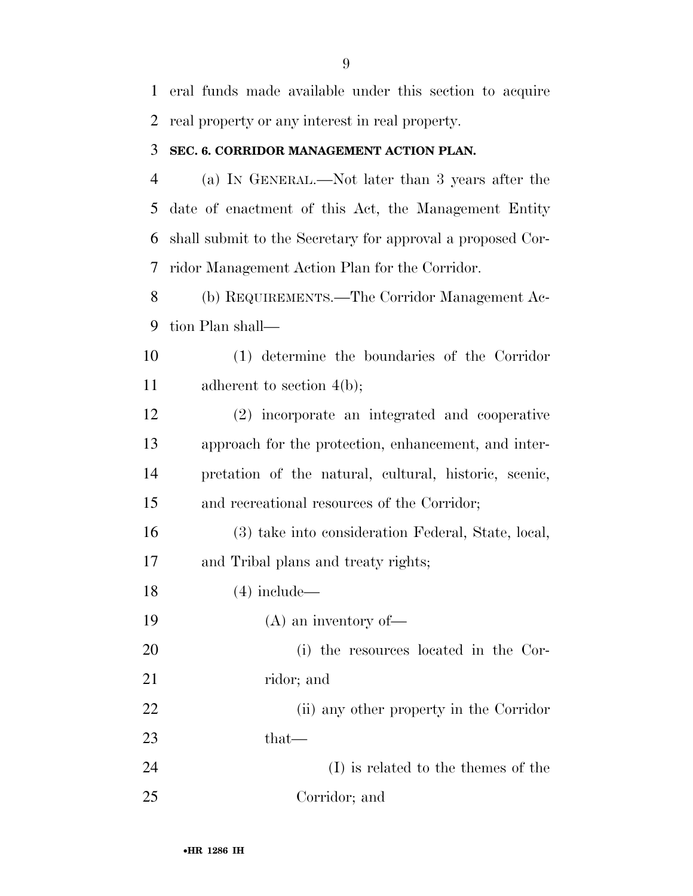eral funds made available under this section to acquire real property or any interest in real property.

### SEC. 6. CORRIDOR MANAGEMENT ACTION PLAN.

(a) IN GENERAL.—Not later than 3 years after the date of enactment of this Act, the Management Entity shall submit to the Secretary for approval a proposed Corridor Management Action Plan for the Corridor.

(b) REQUIREMENTS.—The Corridor Management Action Plan shall—

(1) determine the boundaries of the Corridor adherent to section 4(b);

(2) incorporate an integrated and cooperative approach for the protection, enhancement, and interpretation of the natural, cultural, historic, scenic, and recreational resources of the Corridor;

(3) take into consideration Federal, State, local, and Tribal plans and treaty rights;

(4) include—

(A) an inventory of—

(i) the resources located in the Corridor; and

(ii) any other property in the Corridor that—

(I) is related to the themes of the Corridor; and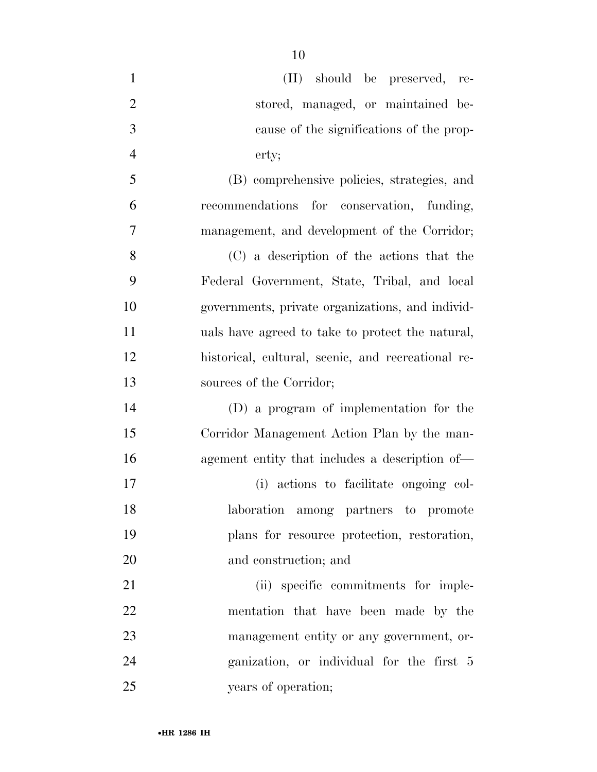(II) should be preserved, restored, managed, or maintained because of the significations of the property;

(B) comprehensive policies, strategies, and recommendations for conservation, funding, management, and development of the Corridor;

(C) a description of the actions that the Federal Government, State, Tribal, and local governments, private organizations, and individuals have agreed to take to protect the natural, historical, cultural, scenic, and recreational resources of the Corridor;

(D) a program of implementation for the Corridor Management Action Plan by the management entity that includes a description of—

(i) actions to facilitate ongoing collaboration among partners to promote plans for resource protection, restoration, and construction; and

(ii) specific commitments for implementation that have been made by the management entity or any government, organization, or individual for the first 5 years of operation;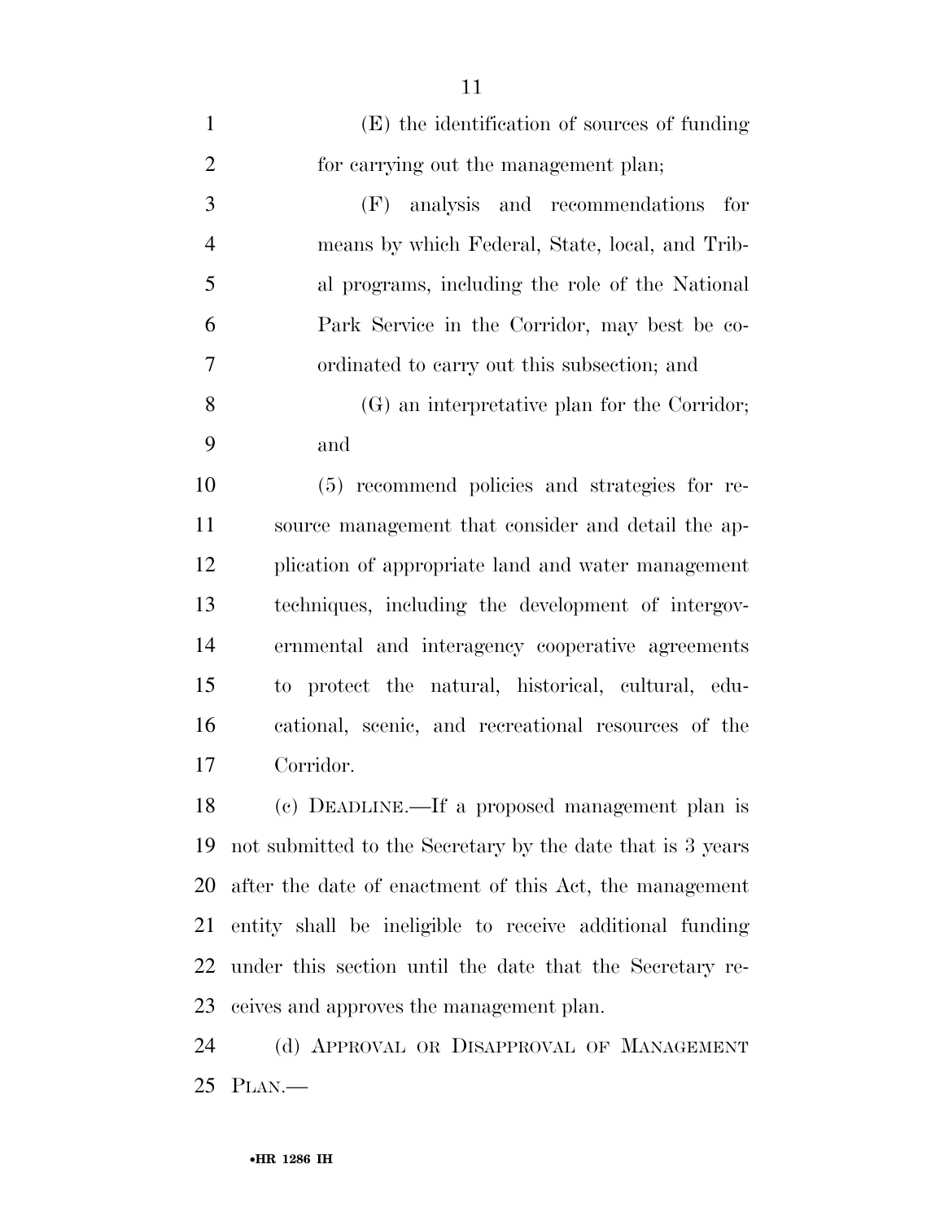(E) the identification of sources of funding for carrying out the management plan;

(F) analysis and recommendations for means by which Federal, State, local, and Tribal programs, including the role of the National Park Service in the Corridor, may best be coordinated to carry out this subsection; and

(G) an interpretative plan for the Corridor; and

(5) recommend policies and strategies for resource management that consider and detail the application of appropriate land and water management techniques, including the development of intergovernmental and interagency cooperative agreements to protect the natural, historical, cultural, educational, scenic, and recreational resources of the Corridor.

(c) DEADLINE.—If a proposed management plan is not submitted to the Secretary by the date that is 3 years after the date of enactment of this Act, the management entity shall be ineligible to receive additional funding under this section until the date that the Secretary receives and approves the management plan.

(d) APPROVAL OR DISAPPROVAL OF MANAGEMENT PLAN.—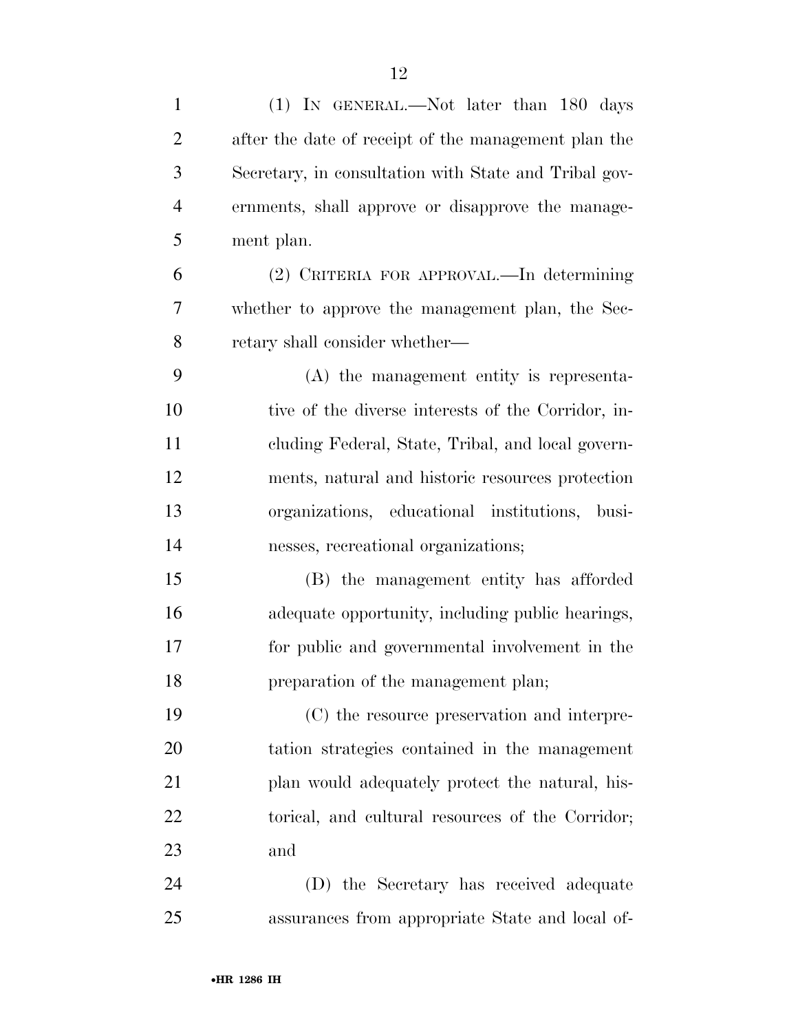(1) IN GENERAL.—Not later than 180 days after the date of receipt of the management plan the Secretary, in consultation with State and Tribal governments, shall approve or disapprove the management plan.

(2) CRITERIA FOR APPROVAL.—In determining whether to approve the management plan, the Secretary shall consider whether—

(A) the management entity is representative of the diverse interests of the Corridor, including Federal, State, Tribal, and local governments, natural and historic resources protection organizations, educational institutions, businesses, recreational organizations;

(B) the management entity has afforded adequate opportunity, including public hearings, for public and governmental involvement in the preparation of the management plan;

(C) the resource preservation and interpretation strategies contained in the management plan would adequately protect the natural, historical, and cultural resources of the Corridor; and

(D) the Secretary has received adequate assurances from appropriate State and local of-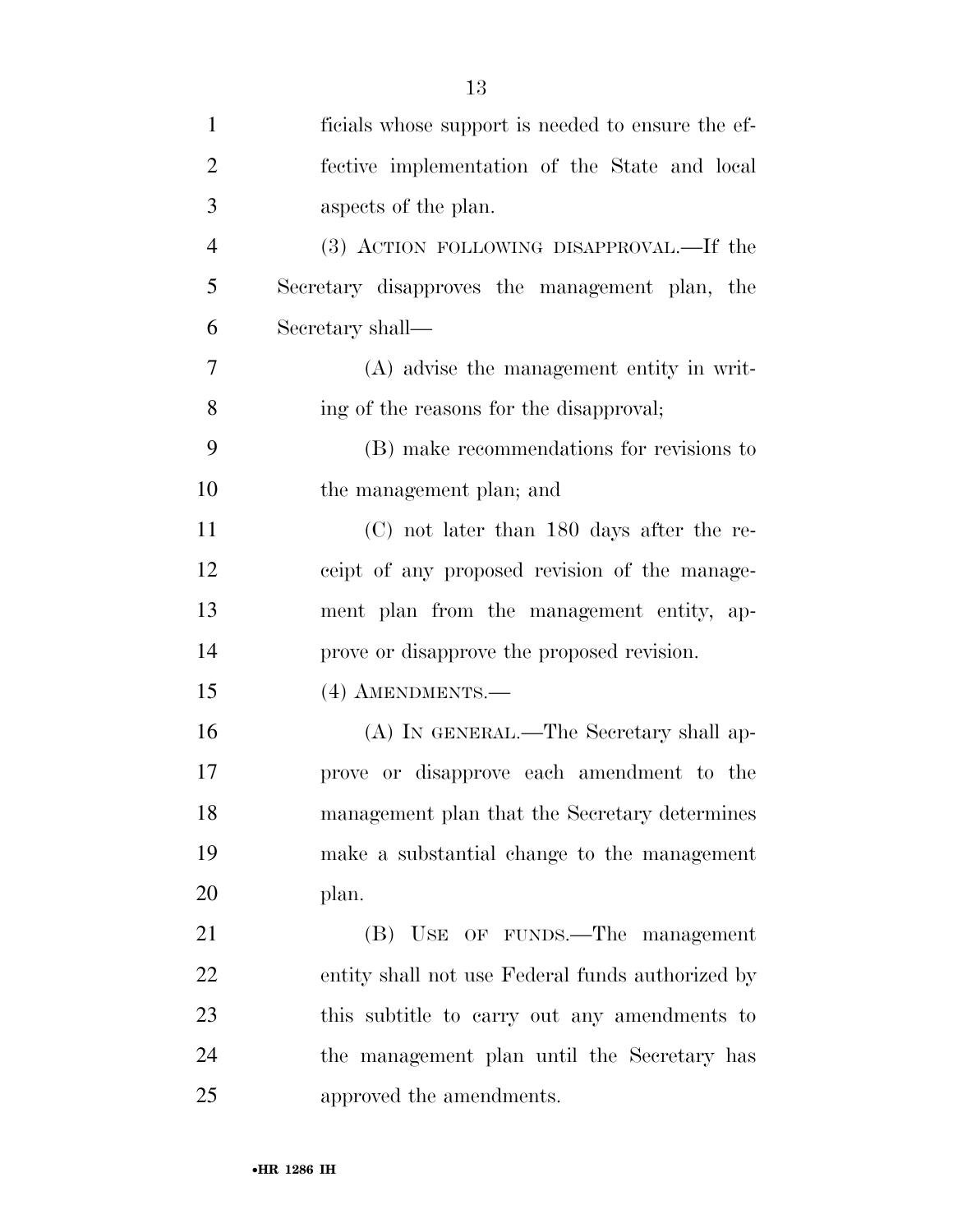ficials whose support is needed to ensure the effective implementation of the State and local aspects of the plan.

(3) ACTION FOLLOWING DISAPPROVAL.—If the Secretary disapproves the management plan, the Secretary shall—

(A) advise the management entity in writing of the reasons for the disapproval;

(B) make recommendations for revisions to the management plan; and

(C) not later than 180 days after the receipt of any proposed revision of the management plan from the management entity, approve or disapprove the proposed revision.

(4) AMENDMENTS.—

(A) IN GENERAL.—The Secretary shall approve or disapprove each amendment to the management plan that the Secretary determines make a substantial change to the management plan.

(B) USE OF FUNDS.—The management entity shall not use Federal funds authorized by this subtitle to carry out any amendments to the management plan until the Secretary has approved the amendments.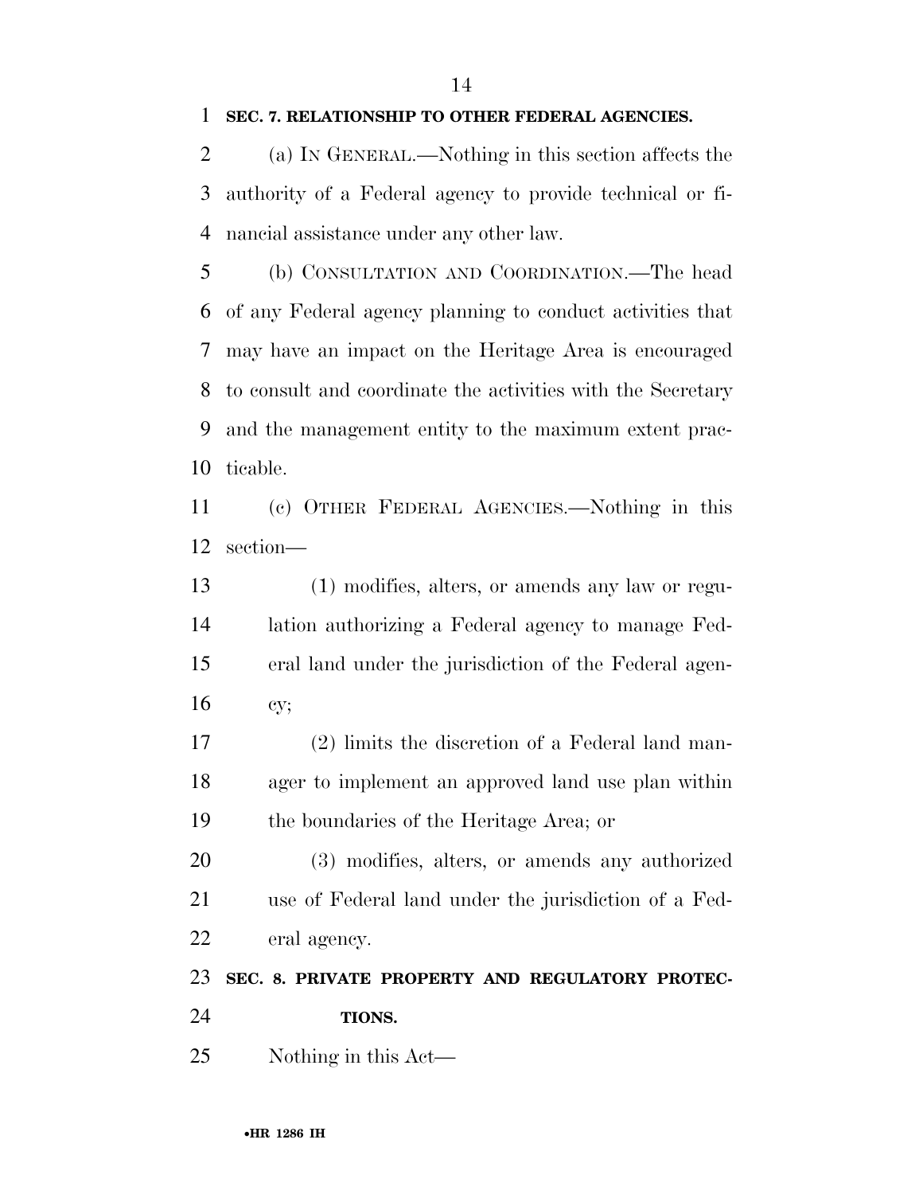**SEC. 7. RELATIONSHIP TO OTHER FEDERAL AGENCIES.**

(a) IN GENERAL.—Nothing in this section affects the authority of a Federal agency to provide technical or financial assistance under any other law.

(b) CONSULTATION AND COORDINATION.—The head of any Federal agency planning to conduct activities that may have an impact on the Heritage Area is encouraged to consult and coordinate the activities with the Secretary and the management entity to the maximum extent practicable.

(c) OTHER FEDERAL AGENCIES.—Nothing in this section—

(1) modifies, alters, or amends any law or regulation authorizing a Federal agency to manage Federal land under the jurisdiction of the Federal agency;

(2) limits the discretion of a Federal land manager to implement an approved land use plan within the boundaries of the Heritage Area; or

(3) modifies, alters, or amends any authorized use of Federal land under the jurisdiction of a Federal agency.

**SEC. 8. PRIVATE PROPERTY AND REGULATORY PROTECTIONS.**

Nothing in this Act—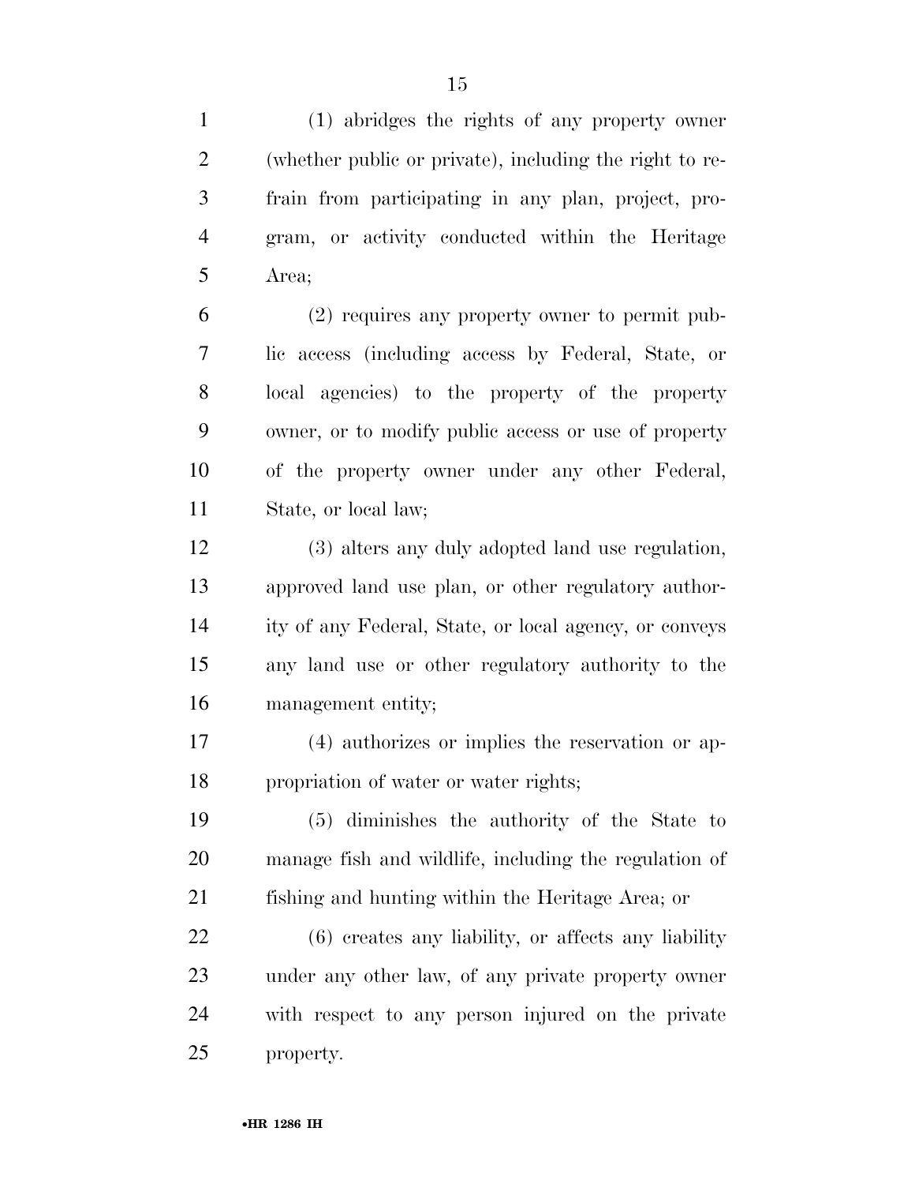(1) abridges the rights of any property owner (whether public or private), including the right to refrain from participating in any plan, project, program, or activity conducted within the Heritage Area;

(2) requires any property owner to permit public access (including access by Federal, State, or local agencies) to the property of the property owner, or to modify public access or use of property of the property owner under any other Federal, State, or local law;

(3) alters any duly adopted land use regulation, approved land use plan, or other regulatory authority of any Federal, State, or local agency, or conveys any land use or other regulatory authority to the management entity;

(4) authorizes or implies the reservation or appropriation of water or water rights;

(5) diminishes the authority of the State to manage fish and wildlife, including the regulation of fishing and hunting within the Heritage Area; or

(6) creates any liability, or affects any liability under any other law, of any private property owner with respect to any person injured on the private property.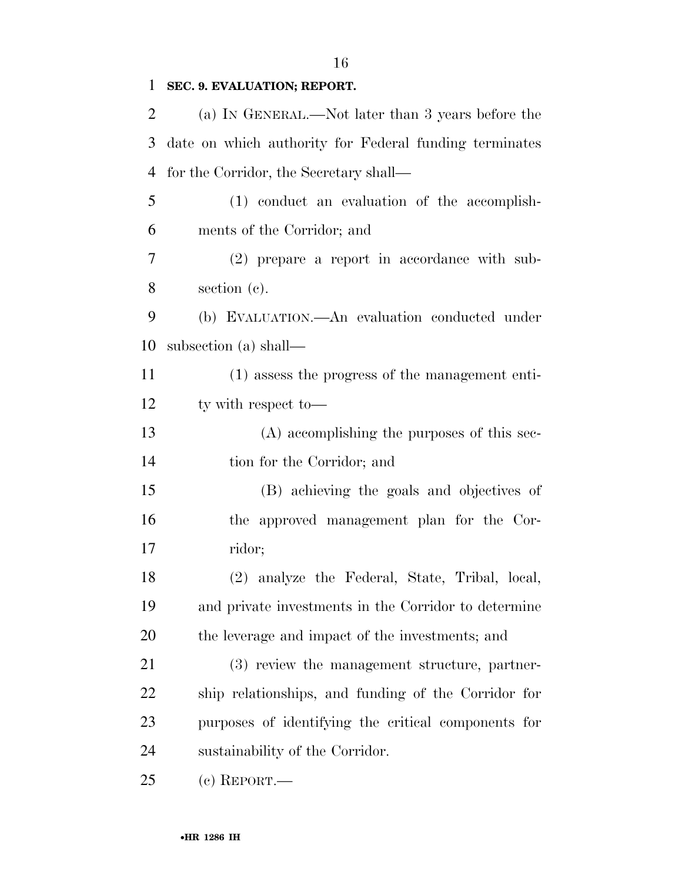**SEC. 9. EVALUATION; REPORT.**

(a) IN GENERAL.—Not later than 3 years before the date on which authority for Federal funding terminates for the Corridor, the Secretary shall—

(1) conduct an evaluation of the accomplishments of the Corridor; and

(2) prepare a report in accordance with subsection (c).

(b) EVALUATION.—An evaluation conducted under subsection (a) shall—

(1) assess the progress of the management entity with respect to—

(A) accomplishing the purposes of this section for the Corridor; and

(B) achieving the goals and objectives of the approved management plan for the Corridor;

(2) analyze the Federal, State, Tribal, local, and private investments in the Corridor to determine the leverage and impact of the investments; and

(3) review the management structure, partnership relationships, and funding of the Corridor for purposes of identifying the critical components for sustainability of the Corridor.

(c) REPORT.—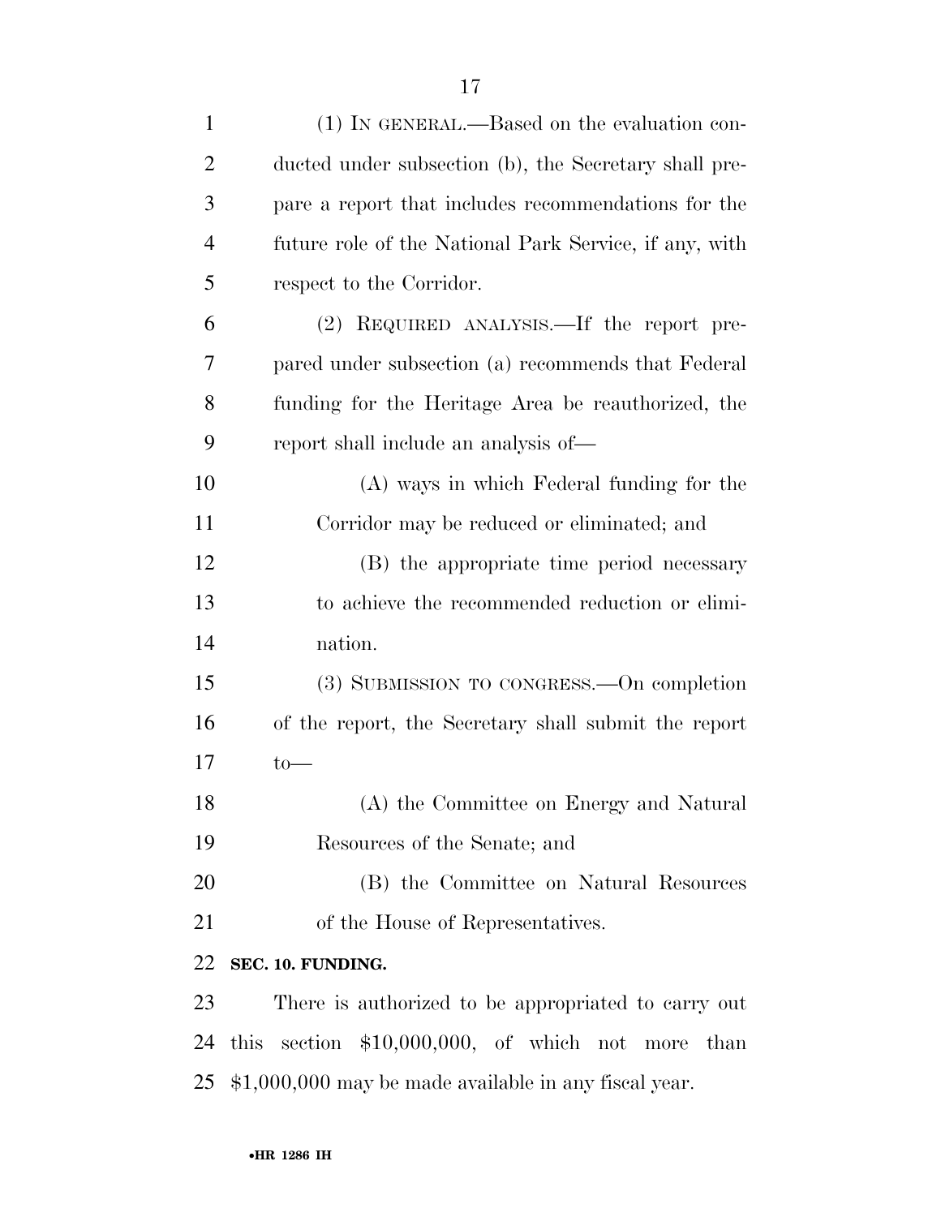(1) IN GENERAL.—Based on the evaluation conducted under subsection (b), the Secretary shall prepare a report that includes recommendations for the future role of the National Park Service, if any, with respect to the Corridor.

(2) REQUIRED ANALYSIS.—If the report prepared under subsection (a) recommends that Federal funding for the Heritage Area be reauthorized, the report shall include an analysis of—

(A) ways in which Federal funding for the Corridor may be reduced or eliminated; and

(B) the appropriate time period necessary to achieve the recommended reduction or elimination.

(3) SUBMISSION TO CONGRESS.—On completion of the report, the Secretary shall submit the report to—

(A) the Committee on Energy and Natural Resources of the Senate; and

(B) the Committee on Natural Resources of the House of Representatives.

**SEC. 10. FUNDING.**

There is authorized to be appropriated to carry out this section $10,000,000, of which not more than $1,000,000 may be made available in any fiscal year.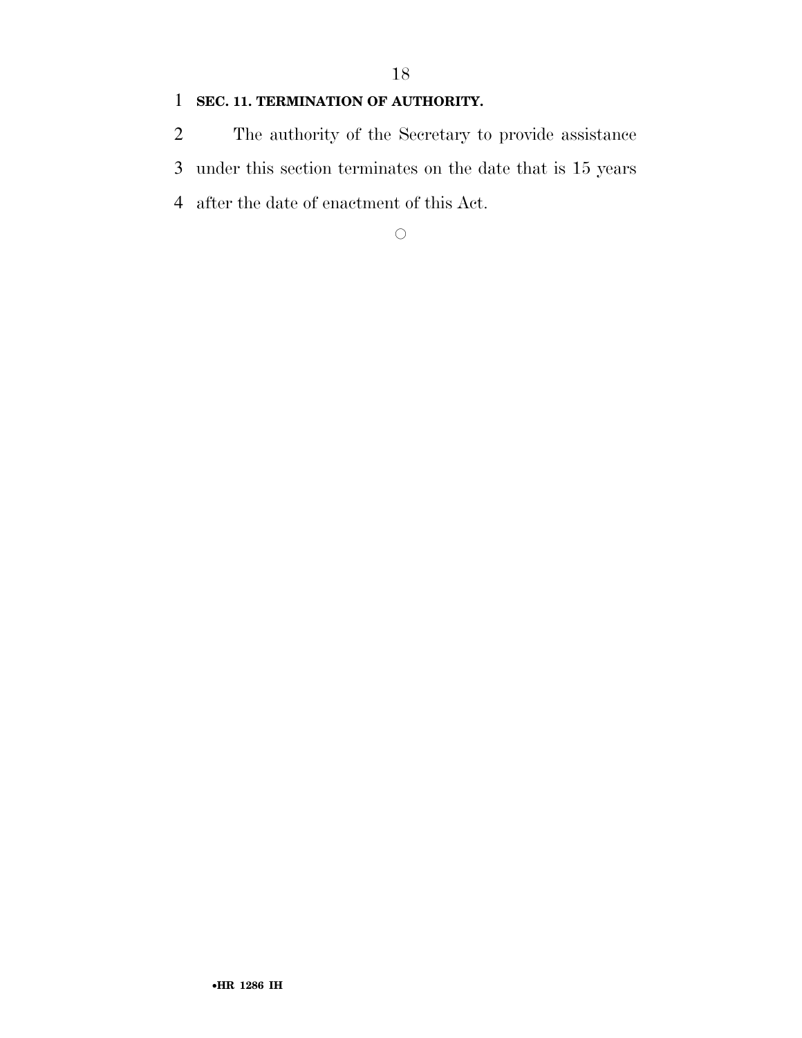**SEC. 11. TERMINATION OF AUTHORITY.**

The authority of the Secretary to provide assistance under this section terminates on the date that is 15 years after the date of enactment of this Act.